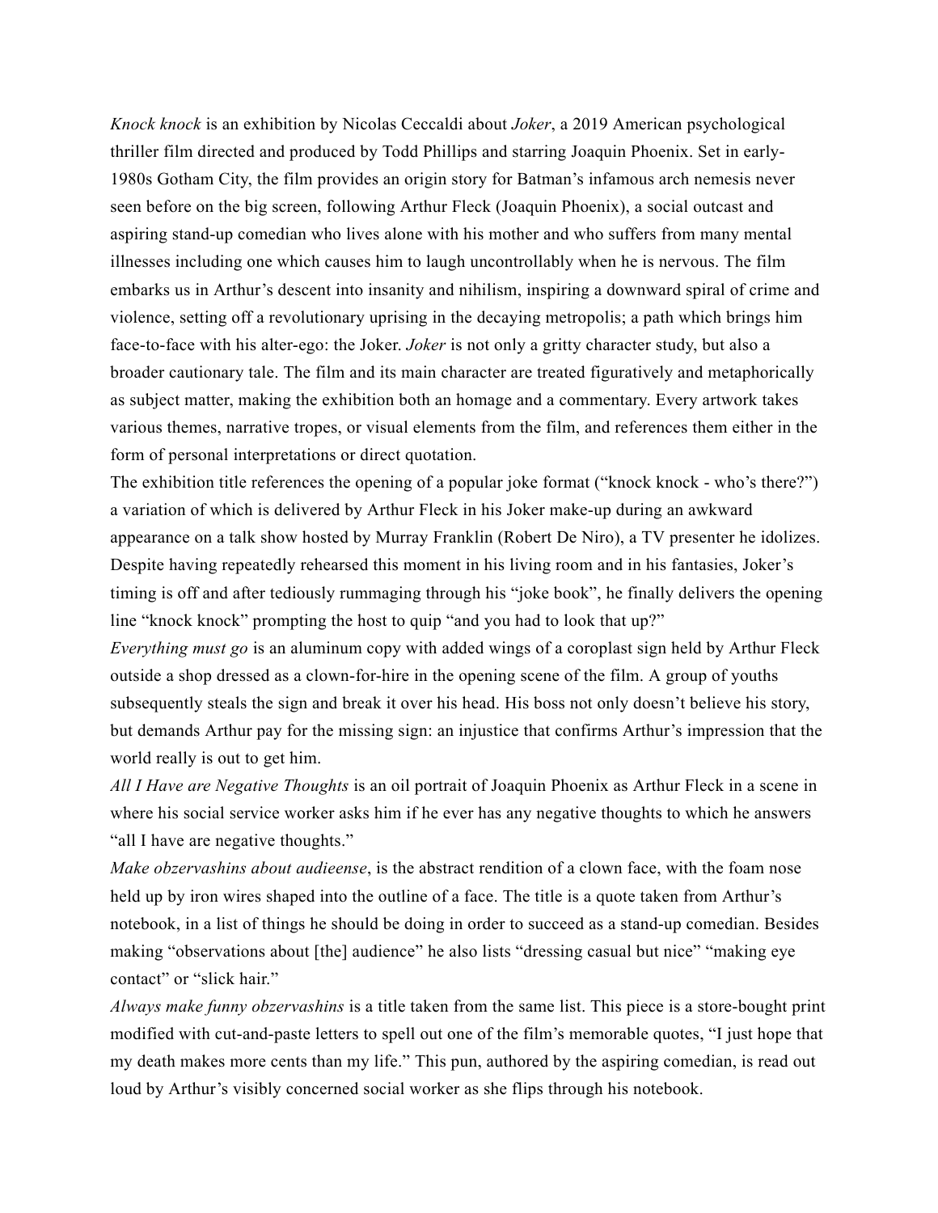*Knock knock* is an exhibition by Nicolas Ceccaldi about *Joker*, a 2019 American psychological thriller film directed and produced by Todd Phillips and starring Joaquin Phoenix. Set in early-1980s Gotham City, the film provides an origin story for Batman's infamous arch nemesis never seen before on the big screen, following Arthur Fleck (Joaquin Phoenix), a social outcast and aspiring stand-up comedian who lives alone with his mother and who suffers from many mental illnesses including one which causes him to laugh uncontrollably when he is nervous. The film embarks us in Arthur's descent into insanity and nihilism, inspiring a downward spiral of crime and violence, setting off a revolutionary uprising in the decaying metropolis; a path which brings him face-to-face with his alter-ego: the Joker. *Joker* is not only a gritty character study, but also a broader cautionary tale. The film and its main character are treated figuratively and metaphorically as subject matter, making the exhibition both an homage and a commentary. Every artwork takes various themes, narrative tropes, or visual elements from the film, and references them either in the form of personal interpretations or direct quotation.

The exhibition title references the opening of a popular joke format ("knock knock - who's there?") a variation of which is delivered by Arthur Fleck in his Joker make-up during an awkward appearance on a talk show hosted by Murray Franklin (Robert De Niro), a TV presenter he idolizes. Despite having repeatedly rehearsed this moment in his living room and in his fantasies, Joker's timing is off and after tediously rummaging through his "joke book", he finally delivers the opening line "knock knock" prompting the host to quip "and you had to look that up?"

*Everything must go* is an aluminum copy with added wings of a coroplast sign held by Arthur Fleck outside a shop dressed as a clown-for-hire in the opening scene of the film. A group of youths subsequently steals the sign and break it over his head. His boss not only doesn't believe his story, but demands Arthur pay for the missing sign: an injustice that confirms Arthur's impression that the world really is out to get him.

*All I Have are Negative Thoughts* is an oil portrait of Joaquin Phoenix as Arthur Fleck in a scene in where his social service worker asks him if he ever has any negative thoughts to which he answers "all I have are negative thoughts."

*Make obzervashins about audieense*, is the abstract rendition of a clown face, with the foam nose held up by iron wires shaped into the outline of a face. The title is a quote taken from Arthur's notebook, in a list of things he should be doing in order to succeed as a stand-up comedian. Besides making "observations about [the] audience" he also lists "dressing casual but nice" "making eye contact" or "slick hair."

*Always make funny obzervashins* is a title taken from the same list. This piece is a store-bought print modified with cut-and-paste letters to spell out one of the film's memorable quotes, "I just hope that my death makes more cents than my life." This pun, authored by the aspiring comedian, is read out loud by Arthur's visibly concerned social worker as she flips through his notebook.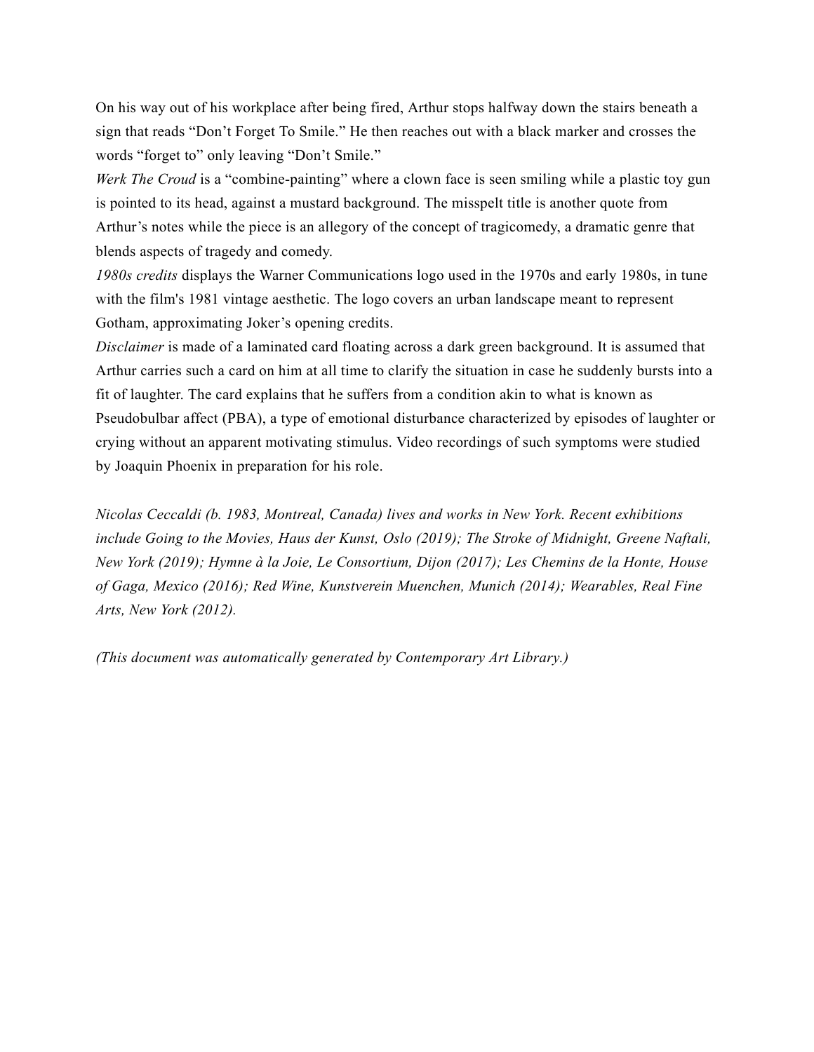On his way out of his workplace after being fired, Arthur stops halfway down the stairs beneath a sign that reads "Don't Forget To Smile." He then reaches out with a black marker and crosses the words "forget to" only leaving "Don't Smile."

*Werk The Croud* is a "combine-painting" where a clown face is seen smiling while a plastic toy gun is pointed to its head, against a mustard background. The misspelt title is another quote from Arthur's notes while the piece is an allegory of the concept of tragicomedy, a dramatic genre that blends aspects of tragedy and comedy.

*1980s credits* displays the Warner Communications logo used in the 1970s and early 1980s, in tune with the film's 1981 vintage aesthetic. The logo covers an urban landscape meant to represent Gotham, approximating Joker's opening credits.

*Disclaimer* is made of a laminated card floating across a dark green background. It is assumed that Arthur carries such a card on him at all time to clarify the situation in case he suddenly bursts into a fit of laughter. The card explains that he suffers from a condition akin to what is known as Pseudobulbar affect (PBA), a type of emotional disturbance characterized by episodes of laughter or crying without an apparent motivating stimulus. Video recordings of such symptoms were studied by Joaquin Phoenix in preparation for his role.

*Nicolas Ceccaldi (b. 1983, Montreal, Canada) lives and works in New York. Recent exhibitions include Going to the Movies, Haus der Kunst, Oslo (2019); The Stroke of Midnight, Greene Naftali, New York (2019); Hymne à la Joie, Le Consortium, Dijon (2017); Les Chemins de la Honte, House of Gaga, Mexico (2016); Red Wine, Kunstverein Muenchen, Munich (2014); Wearables, Real Fine Arts, New York (2012).*

*(This document was automatically generated by Contemporary Art Library.)*